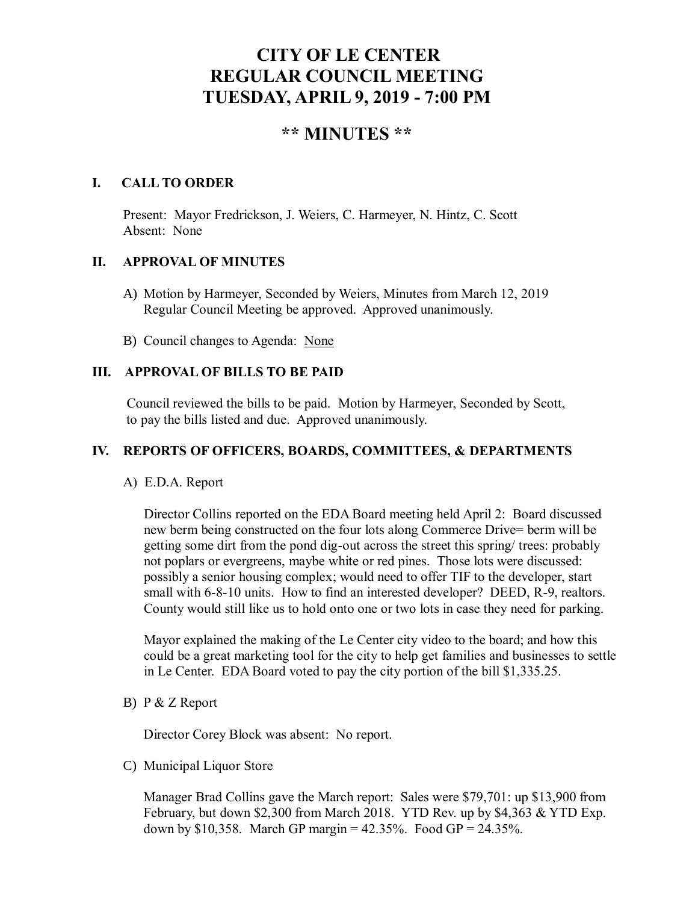# CITY OF LE CENTER
# REGULAR COUNCIL MEETING
# TUESDAY, APRIL 9, 2019 - 7:00 PM

## ** MINUTES **

### I. CALL TO ORDER

Present: Mayor Fredrickson, J. Weiers, C. Harmeyer, N. Hintz, C. Scott
Absent: None

### II. APPROVAL OF MINUTES

A) Motion by Harmeyer, Seconded by Weiers, Minutes from March 12, 2019 Regular Council Meeting be approved. Approved unanimously.

B) Council changes to Agenda: <u>None</u>

### III. APPROVAL OF BILLS TO BE PAID

Council reviewed the bills to be paid. Motion by Harmeyer, Seconded by Scott, to pay the bills listed and due. Approved unanimously.

### IV. REPORTS OF OFFICERS, BOARDS, COMMITTEES, & DEPARTMENTS

A) E.D.A. Report

Director Collins reported on the EDA Board meeting held April 2: Board discussed new berm being constructed on the four lots along Commerce Drive= berm will be getting some dirt from the pond dig-out across the street this spring/ trees: probably not poplars or evergreens, maybe white or red pines. Those lots were discussed: possibly a senior housing complex; would need to offer TIF to the developer, start small with 6-8-10 units. How to find an interested developer? DEED, R-9, realtors. County would still like us to hold onto one or two lots in case they need for parking.

Mayor explained the making of the Le Center city video to the board; and how this could be a great marketing tool for the city to help get families and businesses to settle in Le Center. EDA Board voted to pay the city portion of the bill $1,335.25.

B) P & Z Report

Director Corey Block was absent: No report.

C) Municipal Liquor Store

Manager Brad Collins gave the March report: Sales were $79,701: up $13,900 from February, but down $2,300 from March 2018. YTD Rev. up by $4,363 & YTD Exp. down by $10,358. March GP margin = 42.35%. Food GP = 24.35%.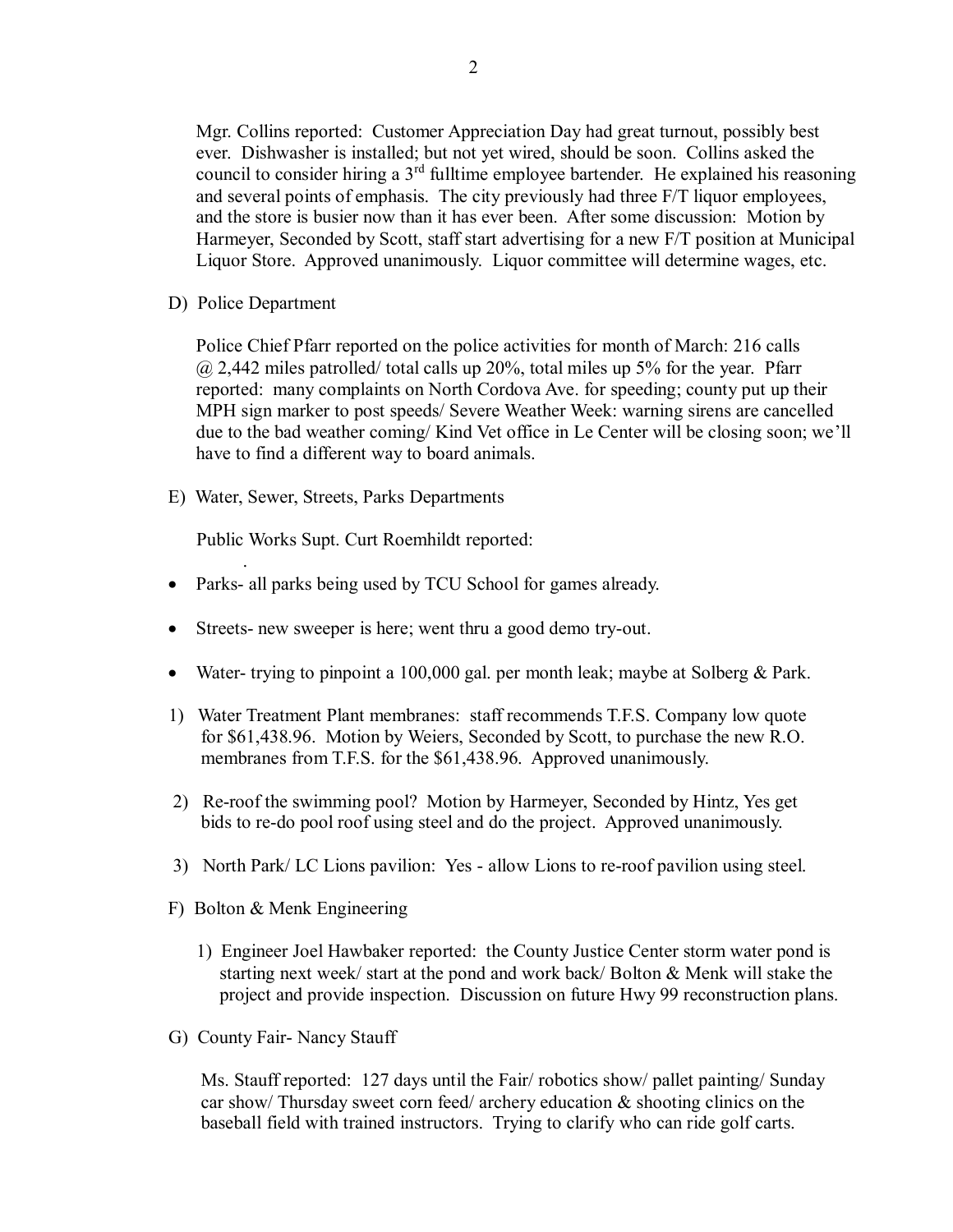Mgr. Collins reported: Customer Appreciation Day had great turnout, possibly best ever. Dishwasher is installed; but not yet wired, should be soon. Collins asked the council to consider hiring a 3rd fulltime employee bartender. He explained his reasoning and several points of emphasis. The city previously had three F/T liquor employees, and the store is busier now than it has ever been. After some discussion: Motion by Harmeyer, Seconded by Scott, staff start advertising for a new F/T position at Municipal Liquor Store. Approved unanimously. Liquor committee will determine wages, etc.

D) Police Department

Police Chief Pfarr reported on the police activities for month of March: 216 calls @ 2,442 miles patrolled/ total calls up 20%, total miles up 5% for the year. Pfarr reported: many complaints on North Cordova Ave. for speeding; county put up their MPH sign marker to post speeds/ Severe Weather Week: warning sirens are cancelled due to the bad weather coming/ Kind Vet office in Le Center will be closing soon; we'll have to find a different way to board animals.

E) Water, Sewer, Streets, Parks Departments

Public Works Supt. Curt Roemhildt reported:

- Parks- all parks being used by TCU School for games already.
- Streets- new sweeper is here; went thru a good demo try-out.
- Water- trying to pinpoint a 100,000 gal. per month leak; maybe at Solberg & Park.

1) Water Treatment Plant membranes: staff recommends T.F.S. Company low quote for $61,438.96. Motion by Weiers, Seconded by Scott, to purchase the new R.O. membranes from T.F.S. for the $61,438.96. Approved unanimously.

2) Re-roof the swimming pool? Motion by Harmeyer, Seconded by Hintz, Yes get bids to re-do pool roof using steel and do the project. Approved unanimously.

3) North Park/ LC Lions pavilion: Yes - allow Lions to re-roof pavilion using steel.

F) Bolton & Menk Engineering

1) Engineer Joel Hawbaker reported: the County Justice Center storm water pond is starting next week/ start at the pond and work back/ Bolton & Menk will stake the project and provide inspection. Discussion on future Hwy 99 reconstruction plans.

G) County Fair- Nancy Stauff

Ms. Stauff reported: 127 days until the Fair/ robotics show/ pallet painting/ Sunday car show/ Thursday sweet corn feed/ archery education & shooting clinics on the baseball field with trained instructors. Trying to clarify who can ride golf carts.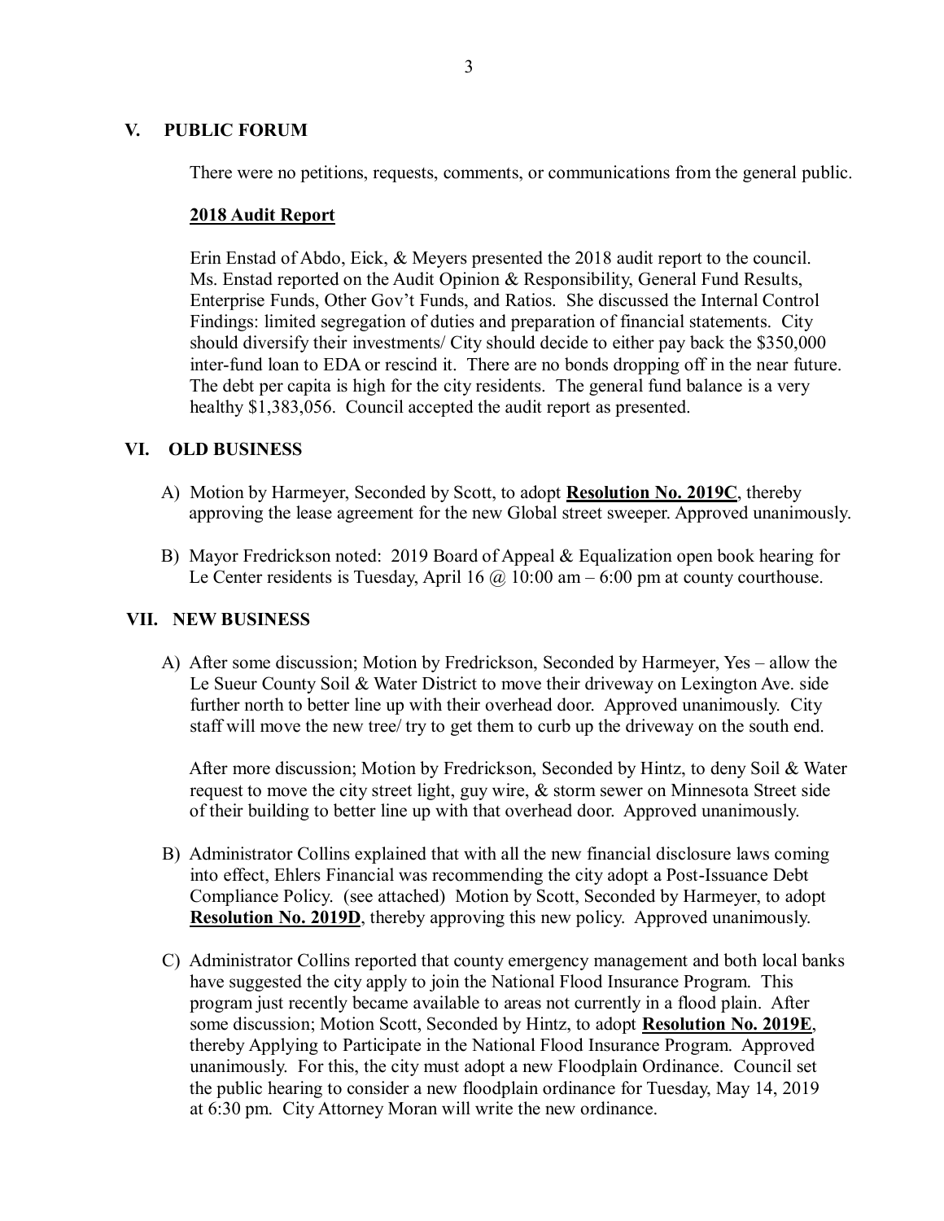## V. PUBLIC FORUM

There were no petitions, requests, comments, or communications from the general public.

**2018 Audit Report**

Erin Enstad of Abdo, Eick, & Meyers presented the 2018 audit report to the council. Ms. Enstad reported on the Audit Opinion & Responsibility, General Fund Results, Enterprise Funds, Other Gov't Funds, and Ratios. She discussed the Internal Control Findings: limited segregation of duties and preparation of financial statements. City should diversify their investments/ City should decide to either pay back the $350,000 inter-fund loan to EDA or rescind it. There are no bonds dropping off in the near future. The debt per capita is high for the city residents. The general fund balance is a very healthy $1,383,056. Council accepted the audit report as presented.

## VI. OLD BUSINESS

A) Motion by Harmeyer, Seconded by Scott, to adopt **Resolution No. 2019C**, thereby approving the lease agreement for the new Global street sweeper. Approved unanimously.

B) Mayor Fredrickson noted: 2019 Board of Appeal & Equalization open book hearing for Le Center residents is Tuesday, April 16 @ 10:00 am – 6:00 pm at county courthouse.

## VII. NEW BUSINESS

A) After some discussion; Motion by Fredrickson, Seconded by Harmeyer, Yes – allow the Le Sueur County Soil & Water District to move their driveway on Lexington Ave. side further north to better line up with their overhead door. Approved unanimously. City staff will move the new tree/ try to get them to curb up the driveway on the south end.

After more discussion; Motion by Fredrickson, Seconded by Hintz, to deny Soil & Water request to move the city street light, guy wire, & storm sewer on Minnesota Street side of their building to better line up with that overhead door. Approved unanimously.

B) Administrator Collins explained that with all the new financial disclosure laws coming into effect, Ehlers Financial was recommending the city adopt a Post-Issuance Debt Compliance Policy. (see attached) Motion by Scott, Seconded by Harmeyer, to adopt **Resolution No. 2019D**, thereby approving this new policy. Approved unanimously.

C) Administrator Collins reported that county emergency management and both local banks have suggested the city apply to join the National Flood Insurance Program. This program just recently became available to areas not currently in a flood plain. After some discussion; Motion Scott, Seconded by Hintz, to adopt **Resolution No. 2019E**, thereby Applying to Participate in the National Flood Insurance Program. Approved unanimously. For this, the city must adopt a new Floodplain Ordinance. Council set the public hearing to consider a new floodplain ordinance for Tuesday, May 14, 2019 at 6:30 pm. City Attorney Moran will write the new ordinance.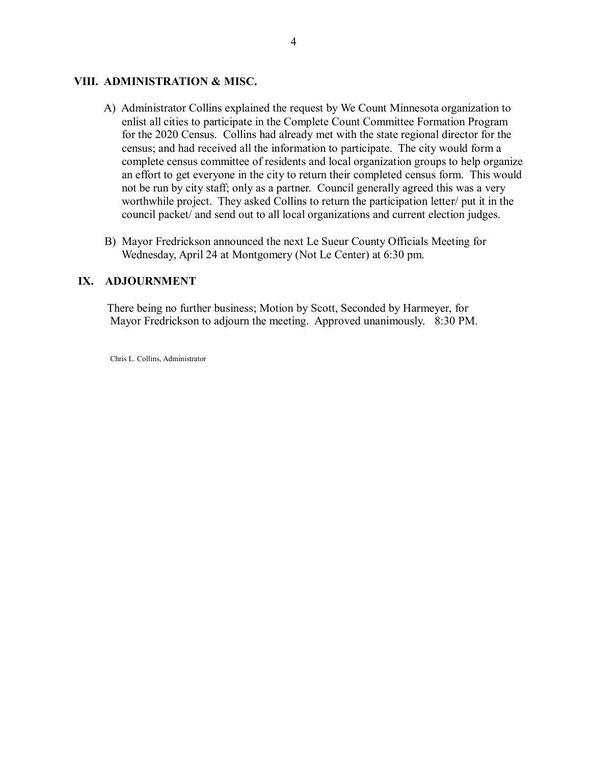## VIII. ADMINISTRATION & MISC.

A) Administrator Collins explained the request by We Count Minnesota organization to enlist all cities to participate in the Complete Count Committee Formation Program for the 2020 Census. Collins had already met with the state regional director for the census; and had received all the information to participate. The city would form a complete census committee of residents and local organization groups to help organize an effort to get everyone in the city to return their completed census form. This would not be run by city staff; only as a partner. Council generally agreed this was a very worthwhile project. They asked Collins to return the participation letter/ put it in the council packet/ and send out to all local organizations and current election judges.

B) Mayor Fredrickson announced the next Le Sueur County Officials Meeting for Wednesday, April 24 at Montgomery (Not Le Center) at 6:30 pm.

## IX. ADJOURNMENT

There being no further business; Motion by Scott, Seconded by Harmeyer, for Mayor Fredrickson to adjourn the meeting. Approved unanimously. 8:30 PM.

Chris L. Collins, Administrator